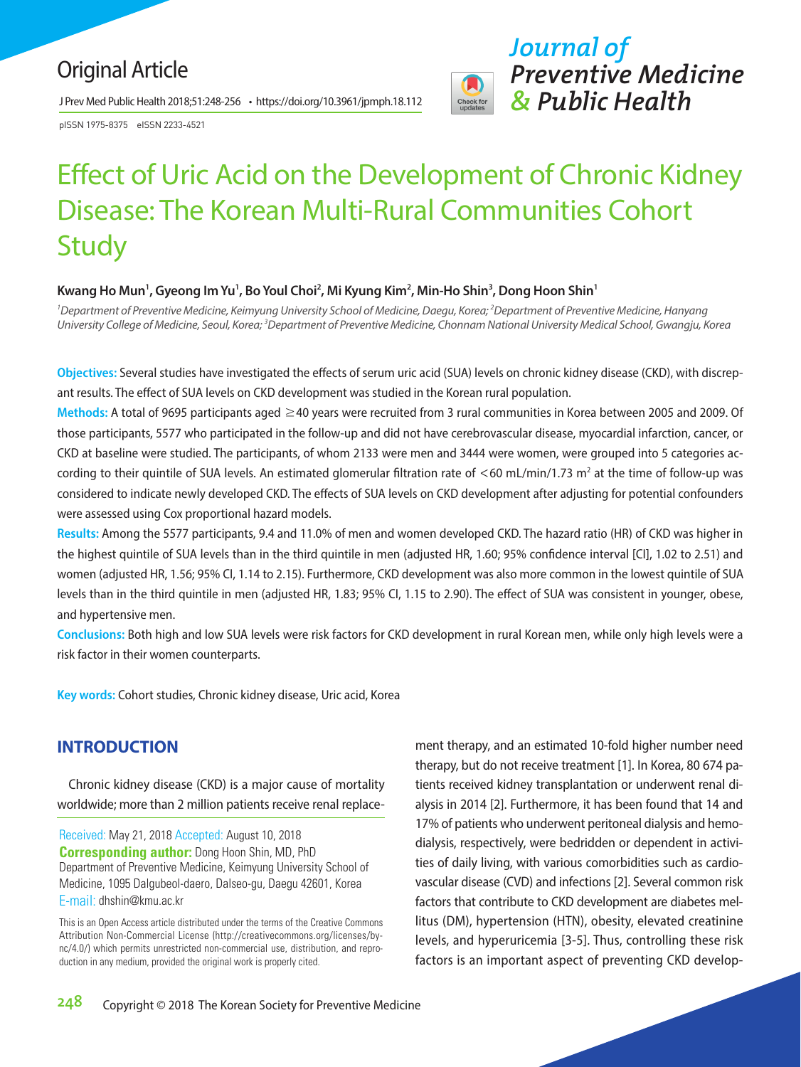Original Article

pISSN 1975-8375 eISSN 2233-4521

# Effect of Uric Acid on the Development of Chronic Kidney Disease: The Korean Multi-Rural Communities Cohort Study

**Kwang Ho Mun[1], Gyeong Im Yu[1], Bo Youl Choi[2], Mi Kyung Kim[2], Min-Ho Shin[3], Dong Hoon Shin[1]**

*[1]Department of Preventive Medicine, Keimyung University School of Medicine, Daegu, Korea; [2]Department of Preventive Medicine, Hanyang University College of Medicine, Seoul, Korea; [3]Department of Preventive Medicine, Chonnam National University Medical School, Gwangju, Korea*

**Objectives:** Several studies have investigated the effects of serum uric acid (SUA) levels on chronic kidney disease (CKD), with discrepant results. The effect of SUA levels on CKD development was studied in the Korean rural population.

**Methods:** A total of 9695 participants aged ≥40 years were recruited from 3 rural communities in Korea between 2005 and 2009. Of those participants, 5577 who participated in the follow-up and did not have cerebrovascular disease, myocardial infarction, cancer, or CKD at baseline were studied. The participants, of whom 2133 were men and 3444 were women, were grouped into 5 categories according to their quintile of SUA levels. An estimated glomerular filtration rate of <60 mL/min/1.73 $m^2$ at the time of follow-up was considered to indicate newly developed CKD. The effects of SUA levels on CKD development after adjusting for potential confounders were assessed using Cox proportional hazard models.

**Results:** Among the 5577 participants, 9.4 and 11.0% of men and women developed CKD. The hazard ratio (HR) of CKD was higher in the highest quintile of SUA levels than in the third quintile in men (adjusted HR, 1.60; 95% confidence interval [CI], 1.02 to 2.51) and women (adjusted HR, 1.56; 95% CI, 1.14 to 2.15). Furthermore, CKD development was also more common in the lowest quintile of SUA levels than in the third quintile in men (adjusted HR, 1.83; 95% CI, 1.15 to 2.90). The effect of SUA was consistent in younger, obese, and hypertensive men.

**Conclusions:** Both high and low SUA levels were risk factors for CKD development in rural Korean men, while only high levels were a risk factor in their women counterparts.

**Key words:** Cohort studies, Chronic kidney disease, Uric acid, Korea

## INTRODUCTION

Chronic kidney disease (CKD) is a major cause of mortality worldwide; more than 2 million patients receive renal replacement therapy, and an estimated 10-fold higher number need therapy, but do not receive treatment [1]. In Korea, 80 674 patients received kidney transplantation or underwent renal dialysis in 2014 [2]. Furthermore, it has been found that 14 and 17% of patients who underwent peritoneal dialysis and hemodialysis, respectively, were bedridden or dependent in activities of daily living, with various comorbidities such as cardiovascular disease (CVD) and infections [2]. Several common risk factors that contribute to CKD development are diabetes mellitus (DM), hypertension (HTN), obesity, elevated creatinine levels, and hyperuricemia [3-5]. Thus, controlling these risk factors is an important aspect of preventing CKD develop-

Received: May 21, 2018 Accepted: August 10, 2018
**Corresponding author:** Dong Hoon Shin, MD, PhD
Department of Preventive Medicine, Keimyung University School of Medicine, 1095 Dalgubeol-daero, Dalseo-gu, Daegu 42601, Korea
E-mail: dhshin@kmu.ac.kr

This is an Open Access article distributed under the terms of the Creative Commons Attribution Non-Commercial License (http://creativecommons.org/licenses/by-nc/4.0/) which permits unrestricted non-commercial use, distribution, and reproduction in any medium, provided the original work is properly cited.

Copyright © 2018 The Korean Society for Preventive Medicine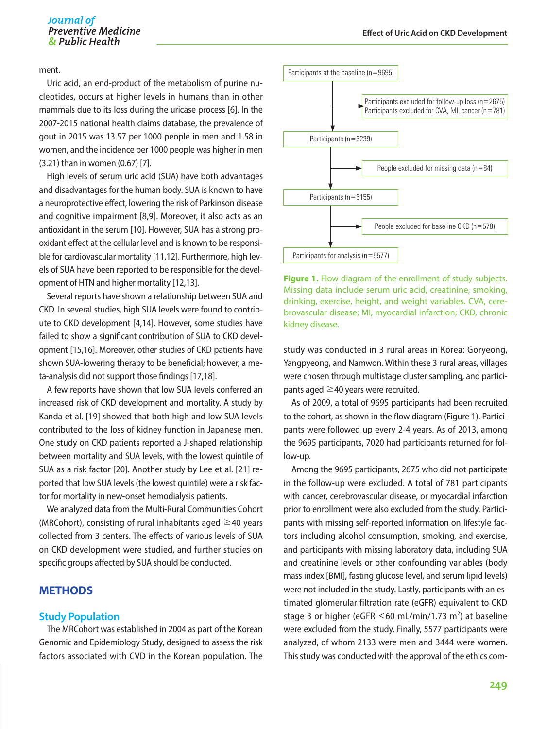ment.

Uric acid, an end-product of the metabolism of purine nucleotides, occurs at higher levels in humans than in other mammals due to its loss during the uricase process [6]. In the 2007-2015 national health claims database, the prevalence of gout in 2015 was 13.57 per 1000 people in men and 1.58 in women, and the incidence per 1000 people was higher in men (3.21) than in women (0.67) [7].

High levels of serum uric acid (SUA) have both advantages and disadvantages for the human body. SUA is known to have a neuroprotective effect, lowering the risk of Parkinson disease and cognitive impairment [8,9]. Moreover, it also acts as an antioxidant in the serum [10]. However, SUA has a strong pro-oxidant effect at the cellular level and is known to be responsible for cardiovascular mortality [11,12]. Furthermore, high levels of SUA have been reported to be responsible for the development of HTN and higher mortality [12,13].

Several reports have shown a relationship between SUA and CKD. In several studies, high SUA levels were found to contribute to CKD development [4,14]. However, some studies have failed to show a significant contribution of SUA to CKD development [15,16]. Moreover, other studies of CKD patients have shown SUA-lowering therapy to be beneficial; however, a meta-analysis did not support those findings [17,18].

A few reports have shown that low SUA levels conferred an increased risk of CKD development and mortality. A study by Kanda et al. [19] showed that both high and low SUA levels contributed to the loss of kidney function in Japanese men. One study on CKD patients reported a J-shaped relationship between mortality and SUA levels, with the lowest quintile of SUA as a risk factor [20]. Another study by Lee et al. [21] reported that low SUA levels (the lowest quintile) were a risk factor for mortality in new-onset hemodialysis patients.

We analyzed data from the Multi-Rural Communities Cohort (MRCohort), consisting of rural inhabitants aged ≥40 years collected from 3 centers. The effects of various levels of SUA on CKD development were studied, and further studies on specific groups affected by SUA should be conducted.

## METHODS

### Study Population

The MRCohort was established in 2004 as part of the Korean Genomic and Epidemiology Study, designed to assess the risk factors associated with CVD in the Korean population. The study was conducted in 3 rural areas in Korea: Goryeong, Yangpyeong, and Namwon. Within these 3 rural areas, villages were chosen through multistage cluster sampling, and participants aged ≥40 years were recruited.

Participants at the baseline (n=9695)
→ Participants excluded for follow-up loss (n=2675); Participants excluded for CVA, MI, cancer (n=781)
Participants (n=6239)
→ People excluded for missing data (n=84)
Participants (n=6155)
→ People excluded for baseline CKD (n=578)
Participants for analysis (n=5577)

**Figure 1.** Flow diagram of the enrollment of study subjects. Missing data include serum uric acid, creatinine, smoking, drinking, exercise, height, and weight variables. CVA, cerebrovascular disease; MI, myocardial infarction; CKD, chronic kidney disease.

As of 2009, a total of 9695 participants had been recruited to the cohort, as shown in the flow diagram (Figure 1). Participants were followed up every 2-4 years. As of 2013, among the 9695 participants, 7020 had participants returned for follow-up.

Among the 9695 participants, 2675 who did not participate in the follow-up were excluded. A total of 781 participants with cancer, cerebrovascular disease, or myocardial infarction prior to enrollment were also excluded from the study. Participants with missing self-reported information on lifestyle factors including alcohol consumption, smoking, and exercise, and participants with missing laboratory data, including SUA and creatinine levels or other confounding variables (body mass index [BMI], fasting glucose level, and serum lipid levels) were not included in the study. Lastly, participants with an estimated glomerular filtration rate (eGFR) equivalent to CKD stage 3 or higher (eGFR <60 mL/min/1.73 m$^2$) at baseline were excluded from the study. Finally, 5577 participants were analyzed, of whom 2133 were men and 3444 were women. This study was conducted with the approval of the ethics com-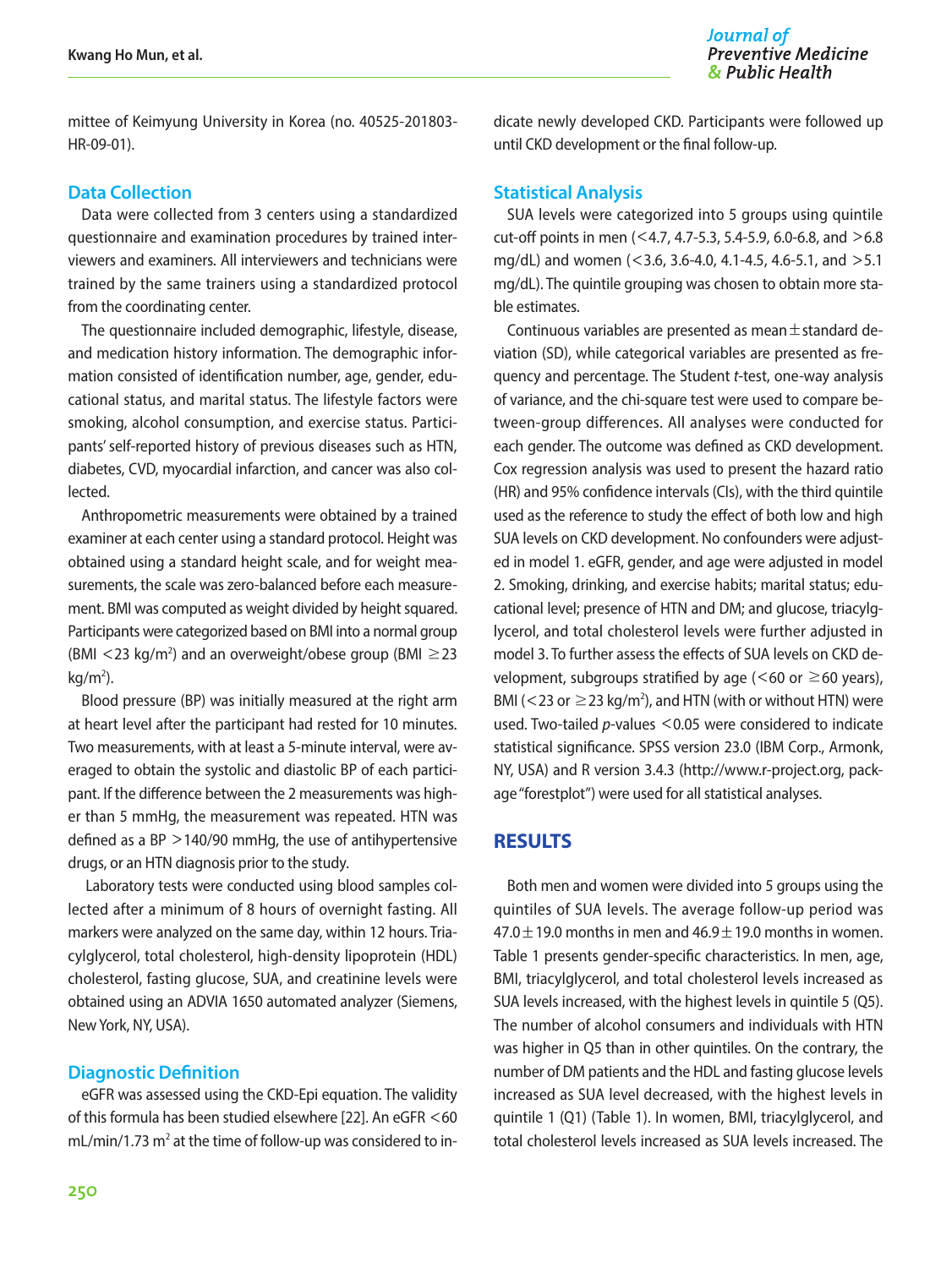mittee of Keimyung University in Korea (no. 40525-201803-HR-09-01).

## Data Collection

Data were collected from 3 centers using a standardized questionnaire and examination procedures by trained interviewers and examiners. All interviewers and technicians were trained by the same trainers using a standardized protocol from the coordinating center.

The questionnaire included demographic, lifestyle, disease, and medication history information. The demographic information consisted of identification number, age, gender, educational status, and marital status. The lifestyle factors were smoking, alcohol consumption, and exercise status. Participants' self-reported history of previous diseases such as HTN, diabetes, CVD, myocardial infarction, and cancer was also collected.

Anthropometric measurements were obtained by a trained examiner at each center using a standard protocol. Height was obtained using a standard height scale, and for weight measurements, the scale was zero-balanced before each measurement. BMI was computed as weight divided by height squared. Participants were categorized based on BMI into a normal group (BMI <23 kg/m$^2$) and an overweight/obese group (BMI ≥23 kg/m$^2$).

Blood pressure (BP) was initially measured at the right arm at heart level after the participant had rested for 10 minutes. Two measurements, with at least a 5-minute interval, were averaged to obtain the systolic and diastolic BP of each participant. If the difference between the 2 measurements was higher than 5 mmHg, the measurement was repeated. HTN was defined as a BP >140/90 mmHg, the use of antihypertensive drugs, or an HTN diagnosis prior to the study.

Laboratory tests were conducted using blood samples collected after a minimum of 8 hours of overnight fasting. All markers were analyzed on the same day, within 12 hours. Triacylglycerol, total cholesterol, high-density lipoprotein (HDL) cholesterol, fasting glucose, SUA, and creatinine levels were obtained using an ADVIA 1650 automated analyzer (Siemens, New York, NY, USA).

## Diagnostic Definition

eGFR was assessed using the CKD-Epi equation. The validity of this formula has been studied elsewhere [22]. An eGFR <60 mL/min/1.73 m$^2$ at the time of follow-up was considered to indicate newly developed CKD. Participants were followed up until CKD development or the final follow-up.

## Statistical Analysis

SUA levels were categorized into 5 groups using quintile cut-off points in men (<4.7, 4.7-5.3, 5.4-5.9, 6.0-6.8, and >6.8 mg/dL) and women (<3.6, 3.6-4.0, 4.1-4.5, 4.6-5.1, and >5.1 mg/dL). The quintile grouping was chosen to obtain more stable estimates.

Continuous variables are presented as mean ± standard deviation (SD), while categorical variables are presented as frequency and percentage. The Student *t*-test, one-way analysis of variance, and the chi-square test were used to compare between-group differences. All analyses were conducted for each gender. The outcome was defined as CKD development. Cox regression analysis was used to present the hazard ratio (HR) and 95% confidence intervals (CIs), with the third quintile used as the reference to study the effect of both low and high SUA levels on CKD development. No confounders were adjusted in model 1. eGFR, gender, and age were adjusted in model 2. Smoking, drinking, and exercise habits; marital status; educational level; presence of HTN and DM; and glucose, triacylglycerol, and total cholesterol levels were further adjusted in model 3. To further assess the effects of SUA levels on CKD development, subgroups stratified by age (<60 or ≥60 years), BMI (<23 or ≥23 kg/m$^2$), and HTN (with or without HTN) were used. Two-tailed *p*-values <0.05 were considered to indicate statistical significance. SPSS version 23.0 (IBM Corp., Armonk, NY, USA) and R version 3.4.3 (http://www.r-project.org, package "forestplot") were used for all statistical analyses.

# RESULTS

Both men and women were divided into 5 groups using the quintiles of SUA levels. The average follow-up period was 47.0 ± 19.0 months in men and 46.9 ± 19.0 months in women. Table 1 presents gender-specific characteristics. In men, age, BMI, triacylglycerol, and total cholesterol levels increased as SUA levels increased, with the highest levels in quintile 5 (Q5). The number of alcohol consumers and individuals with HTN was higher in Q5 than in other quintiles. On the contrary, the number of DM patients and the HDL and fasting glucose levels increased as SUA level decreased, with the highest levels in quintile 1 (Q1) (Table 1). In women, BMI, triacylglycerol, and total cholesterol levels increased as SUA levels increased. The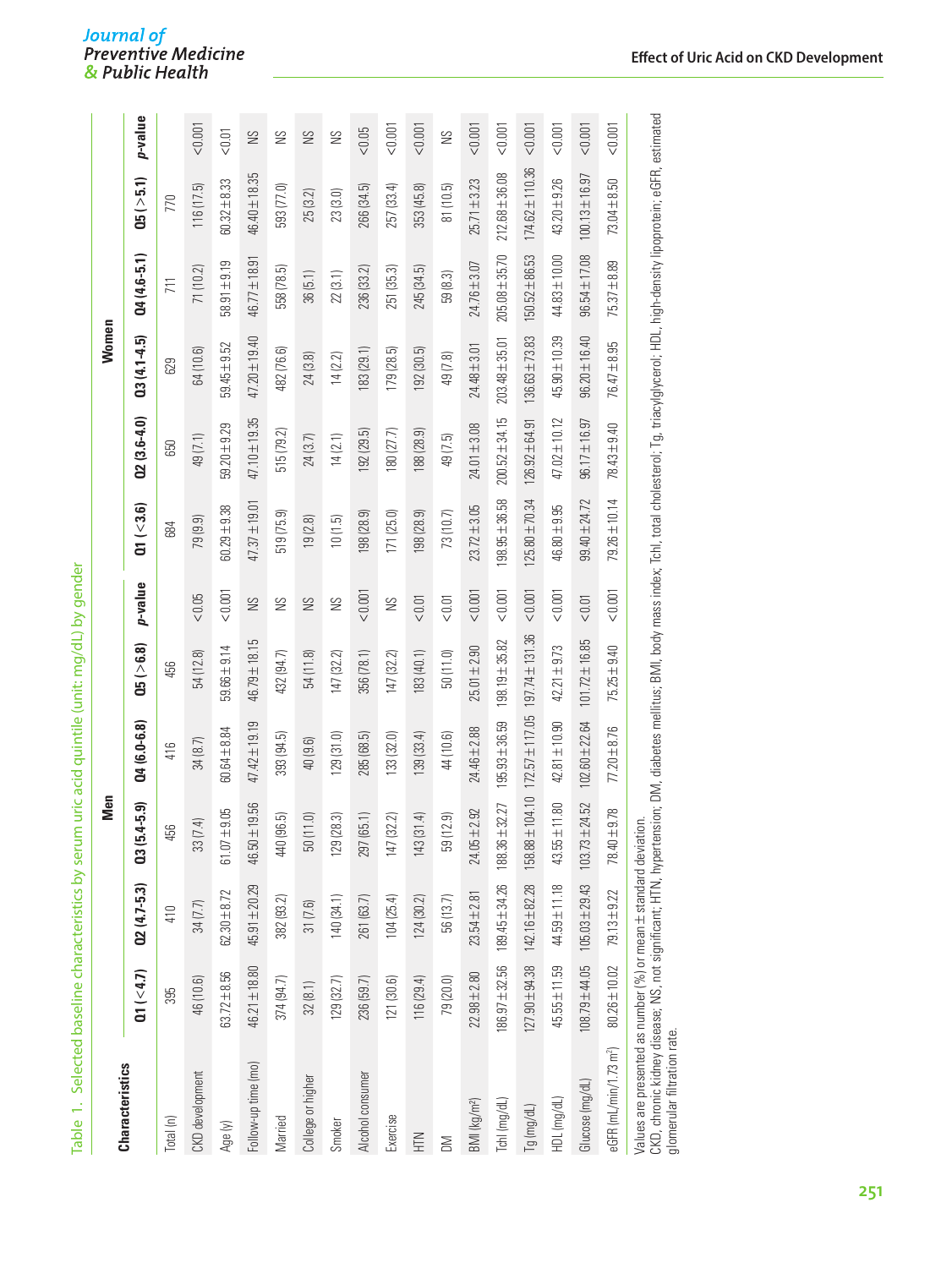Table 1. Selected baseline characteristics by serum uric acid quintile (unit: mg/dL) by gender

| Characteristics | Men | | | | | | Women | | | | | |
|---|---|---|---|---|---|---|---|---|---|---|---|---|
| | Q1 (<4.7) | Q2 (4.7-5.3) | Q3 (5.4-5.9) | Q4 (6.0-6.8) | Q5 (>6.8) | *p*-value | Q1 (<3.6) | Q2 (3.6-4.0) | Q3 (4.1-4.5) | Q4 (4.6-5.1) | Q5 (>5.1) | *p*-value |
| Total (n) | 395 | 410 | 456 | 416 | 456 | | 684 | 650 | 629 | 711 | 770 | |
| CKD development | 46 (10.6) | 34 (7.7) | 33 (7.4) | 34 (8.7) | 54 (12.8) | <0.05 | 79 (9.9) | 49 (7.1) | 64 (10.6) | 71 (10.2) | 116 (17.5) | <0.001 |
| Age (y) | 63.72±8.56 | 62.30±8.72 | 61.07±9.05 | 60.64±8.84 | 59.66±9.14 | <0.001 | 60.29±9.38 | 58.20±9.29 | 59.45±9.52 | 58.91±9.19 | 60.32±8.33 | <0.01 |
| Follow-up time (mo) | 46.21±18.80 | 45.91±20.29 | 46.50±19.56 | 47.42±19.19 | 46.79±18.15 | NS | 47.37±19.01 | 47.10±19.35 | 47.20±19.40 | 46.77±18.91 | 46.40±18.35 | NS |
| Married | 374 (94.7) | 382 (93.2) | 440 (96.5) | 393 (94.5) | 432 (94.7) | NS | 519 (75.9) | 515 (79.2) | 482 (76.6) | 558 (78.5) | 593 (77.0) | NS |
| College or higher | 32 (8.1) | 31 (7.6) | 50 (11.0) | 40 (9.6) | 54 (11.8) | NS | 19 (2.8) | 24 (3.7) | 24 (3.8) | 36 (5.1) | 25 (3.2) | NS |
| Smoker | 129 (32.7) | 140 (34.1) | 129 (28.3) | 129 (31.0) | 147 (32.2) | NS | 10 (1.5) | 14 (2.1) | 14 (2.2) | 22 (3.1) | 23 (3.0) | NS |
| Alcohol consumer | 236 (59.7) | 261 (63.7) | 297 (65.1) | 285 (68.5) | 356 (78.1) | <0.001 | 198 (28.9) | 192 (29.5) | 183 (29.1) | 236 (33.2) | 266 (34.5) | <0.05 |
| Exercise | 121 (30.6) | 104 (25.4) | 147 (32.2) | 133 (32.0) | 147 (32.2) | NS | 171 (25.0) | 180 (27.7) | 179 (28.5) | 251 (35.3) | 257 (33.4) | <0.001 |
| HTN | 116 (29.4) | 124 (30.2) | 143 (31.4) | 139 (33.4) | 183 (40.1) | <0.01 | 198 (28.9) | 188 (28.9) | 192 (30.5) | 245 (34.5) | 353 (45.8) | <0.001 |
| DM | 79 (20.0) | 56 (13.7) | 59 (12.9) | 44 (10.6) | 50 (11.0) | <0.01 | 73 (10.7) | 49 (7.5) | 49 (7.8) | 59 (8.3) | 81 (10.5) | NS |
| BMI (kg/m²) | 22.98±2.80 | 23.54±2.81 | 24.05±2.92 | 24.46±2.88 | 25.01±2.90 | <0.001 | 23.72±3.05 | 24.01±3.08 | 24.48±3.01 | 24.76±3.07 | 25.71±3.23 | <0.001 |
| Tchl (mg/dL) | 186.97±32.56 | 189.45±34.26 | 188.36±32.27 | 195.93±36.59 | 198.19±35.82 | <0.001 | 198.95±36.58 | 200.52±34.15 | 203.48±35.01 | 205.08±35.70 | 212.68±36.08 | <0.001 |
| Tg (mg/dL) | 127.90±94.38 | 142.16±82.28 | 158.88±104.10 | 172.57±117.05 | 197.74±131.36 | <0.001 | 125.80±70.34 | 126.92±64.91 | 136.63±73.83 | 150.52±86.53 | 174.62±110.36 | <0.001 |
| HDL (mg/dL) | 45.55±11.59 | 44.59±11.18 | 43.55±11.80 | 42.81±10.90 | 42.21±9.73 | <0.001 | 46.80±9.95 | 47.02±10.12 | 45.90±10.39 | 44.83±10.00 | 43.20±9.26 | <0.001 |
| Glucose (mg/dL) | 108.79±44.05 | 105.03±29.43 | 103.73±24.52 | 102.60±22.64 | 101.72±16.85 | <0.01 | 99.40±24.72 | 96.17±16.97 | 96.20±16.40 | 96.54±17.08 | 100.13±16.97 | <0.001 |
| eGFR (mL/min/1.73 m²) | 80.26±10.02 | 79.13±9.22 | 78.40±9.78 | 77.20±8.76 | 75.25±9.40 | <0.001 | 79.26±10.14 | 78.43±9.40 | 76.47±8.95 | 75.37±8.89 | 73.04±8.50 | <0.001 |

Values are presented as number (%) or mean± standard deviation.
CKD, chronic kidney disease; NS, not significant; HTN, hypertension; DM, diabetes mellitus; BMI, body mass index; Tchl, total cholesterol; Tg, triacylglycerol; HDL, high-density lipoprotein; eGFR, estimated glomerular filtration rate.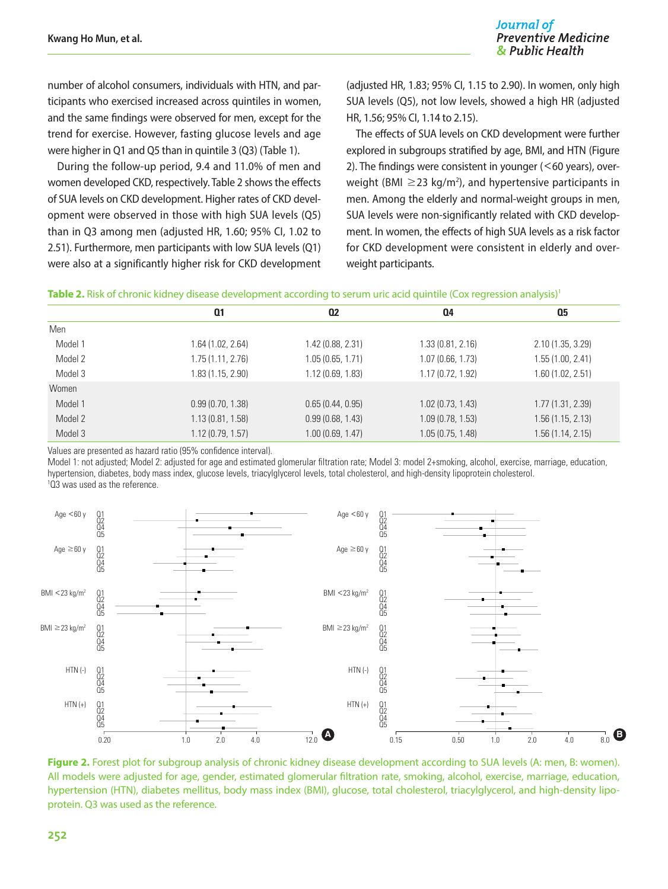number of alcohol consumers, individuals with HTN, and participants who exercised increased across quintiles in women, and the same findings were observed for men, except for the trend for exercise. However, fasting glucose levels and age were higher in Q1 and Q5 than in quintile 3 (Q3) (Table 1).

During the follow-up period, 9.4 and 11.0% of men and women developed CKD, respectively. Table 2 shows the effects of SUA levels on CKD development. Higher rates of CKD development were observed in those with high SUA levels (Q5) than in Q3 among men (adjusted HR, 1.60; 95% CI, 1.02 to 2.51). Furthermore, men participants with low SUA levels (Q1) were also at a significantly higher risk for CKD development (adjusted HR, 1.83; 95% CI, 1.15 to 2.90). In women, only high SUA levels (Q5), not low levels, showed a high HR (adjusted HR, 1.56; 95% CI, 1.14 to 2.15).

The effects of SUA levels on CKD development were further explored in subgroups stratified by age, BMI, and HTN (Figure 2). The findings were consistent in younger (<60 years), overweight (BMI ≥23 kg/m$^2$), and hypertensive participants in men. Among the elderly and normal-weight groups in men, SUA levels were non-significantly related with CKD development. In women, the effects of high SUA levels as a risk factor for CKD development were consistent in elderly and overweight participants.

**Table 2.** Risk of chronic kidney disease development according to serum uric acid quintile (Cox regression analysis)[1]

| | Q1 | Q2 | Q4 | Q5 |
|---|---|---|---|---|
| Men | | | | |
| Model 1 | 1.64 (1.02, 2.64) | 1.42 (0.88, 2.31) | 1.33 (0.81, 2.16) | 2.10 (1.35, 3.29) |
| Model 2 | 1.75 (1.11, 2.76) | 1.05 (0.65, 1.71) | 1.07 (0.66, 1.73) | 1.55 (1.00, 2.41) |
| Model 3 | 1.83 (1.15, 2.90) | 1.12 (0.69, 1.83) | 1.17 (0.72, 1.92) | 1.60 (1.02, 2.51) |
| Women | | | | |
| Model 1 | 0.99 (0.70, 1.38) | 0.65 (0.44, 0.95) | 1.02 (0.73, 1.43) | 1.77 (1.31, 2.39) |
| Model 2 | 1.13 (0.81, 1.58) | 0.99 (0.68, 1.43) | 1.09 (0.78, 1.53) | 1.56 (1.15, 2.13) |
| Model 3 | 1.12 (0.79, 1.57) | 1.00 (0.69, 1.47) | 1.05 (0.75, 1.48) | 1.56 (1.14, 2.15) |

Values are presented as hazard ratio (95% confidence interval).
Model 1: not adjusted; Model 2: adjusted for age and estimated glomerular filtration rate; Model 3: model 2+smoking, alcohol, exercise, marriage, education, hypertension, diabetes, body mass index, glucose levels, triacylglycerol levels, total cholesterol, and high-density lipoprotein cholesterol.
[1]Q3 was used as the reference.

**Figure 2.** Forest plot for subgroup analysis of chronic kidney disease development according to SUA levels (A: men, B: women). All models were adjusted for age, gender, estimated glomerular filtration rate, smoking, alcohol, exercise, marriage, education, hypertension (HTN), diabetes mellitus, body mass index (BMI), glucose, total cholesterol, triacylglycerol, and high-density lipoprotein. Q3 was used as the reference.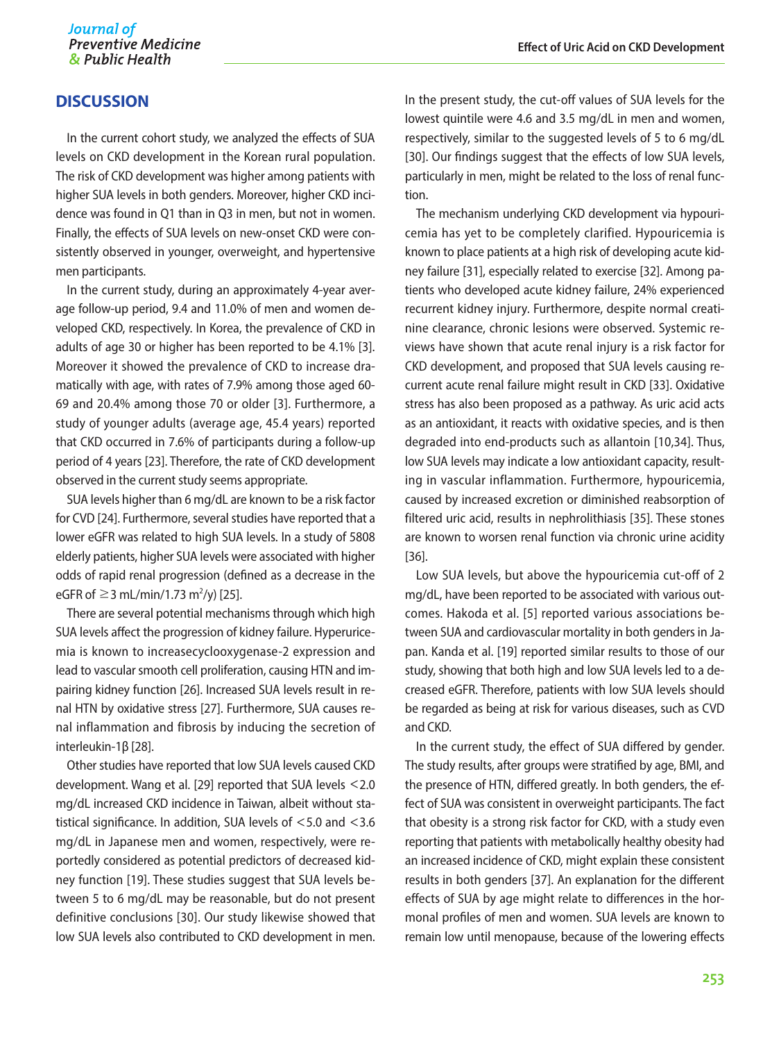## DISCUSSION

In the current cohort study, we analyzed the effects of SUA levels on CKD development in the Korean rural population. The risk of CKD development was higher among patients with higher SUA levels in both genders. Moreover, higher CKD incidence was found in Q1 than in Q3 in men, but not in women. Finally, the effects of SUA levels on new-onset CKD were consistently observed in younger, overweight, and hypertensive men participants.

In the current study, during an approximately 4-year average follow-up period, 9.4 and 11.0% of men and women developed CKD, respectively. In Korea, the prevalence of CKD in adults of age 30 or higher has been reported to be 4.1% [3]. Moreover it showed the prevalence of CKD to increase dramatically with age, with rates of 7.9% among those aged 60-69 and 20.4% among those 70 or older [3]. Furthermore, a study of younger adults (average age, 45.4 years) reported that CKD occurred in 7.6% of participants during a follow-up period of 4 years [23]. Therefore, the rate of CKD development observed in the current study seems appropriate.

SUA levels higher than 6 mg/dL are known to be a risk factor for CVD [24]. Furthermore, several studies have reported that a lower eGFR was related to high SUA levels. In a study of 5808 elderly patients, higher SUA levels were associated with higher odds of rapid renal progression (defined as a decrease in the eGFR of ≥3 mL/min/1.73 $m^2$/y) [25].

There are several potential mechanisms through which high SUA levels affect the progression of kidney failure. Hyperuricemia is known to increasecyclooxygenase-2 expression and lead to vascular smooth cell proliferation, causing HTN and impairing kidney function [26]. Increased SUA levels result in renal HTN by oxidative stress [27]. Furthermore, SUA causes renal inflammation and fibrosis by inducing the secretion of interleukin-1β [28].

Other studies have reported that low SUA levels caused CKD development. Wang et al. [29] reported that SUA levels <2.0 mg/dL increased CKD incidence in Taiwan, albeit without statistical significance. In addition, SUA levels of <5.0 and <3.6 mg/dL in Japanese men and women, respectively, were reportedly considered as potential predictors of decreased kidney function [19]. These studies suggest that SUA levels between 5 to 6 mg/dL may be reasonable, but do not present definitive conclusions [30]. Our study likewise showed that low SUA levels also contributed to CKD development in men. In the present study, the cut-off values of SUA levels for the lowest quintile were 4.6 and 3.5 mg/dL in men and women, respectively, similar to the suggested levels of 5 to 6 mg/dL [30]. Our findings suggest that the effects of low SUA levels, particularly in men, might be related to the loss of renal function.

The mechanism underlying CKD development via hypouricemia has yet to be completely clarified. Hypouricemia is known to place patients at a high risk of developing acute kidney failure [31], especially related to exercise [32]. Among patients who developed acute kidney failure, 24% experienced recurrent kidney injury. Furthermore, despite normal creatinine clearance, chronic lesions were observed. Systemic reviews have shown that acute renal injury is a risk factor for CKD development, and proposed that SUA levels causing recurrent acute renal failure might result in CKD [33]. Oxidative stress has also been proposed as a pathway. As uric acid acts as an antioxidant, it reacts with oxidative species, and is then degraded into end-products such as allantoin [10,34]. Thus, low SUA levels may indicate a low antioxidant capacity, resulting in vascular inflammation. Furthermore, hypouricemia, caused by increased excretion or diminished reabsorption of filtered uric acid, results in nephrolithiasis [35]. These stones are known to worsen renal function via chronic urine acidity [36].

Low SUA levels, but above the hypouricemia cut-off of 2 mg/dL, have been reported to be associated with various outcomes. Hakoda et al. [5] reported various associations between SUA and cardiovascular mortality in both genders in Japan. Kanda et al. [19] reported similar results to those of our study, showing that both high and low SUA levels led to a decreased eGFR. Therefore, patients with low SUA levels should be regarded as being at risk for various diseases, such as CVD and CKD.

In the current study, the effect of SUA differed by gender. The study results, after groups were stratified by age, BMI, and the presence of HTN, differed greatly. In both genders, the effect of SUA was consistent in overweight participants. The fact that obesity is a strong risk factor for CKD, with a study even reporting that patients with metabolically healthy obesity had an increased incidence of CKD, might explain these consistent results in both genders [37]. An explanation for the different effects of SUA by age might relate to differences in the hormonal profiles of men and women. SUA levels are known to remain low until menopause, because of the lowering effects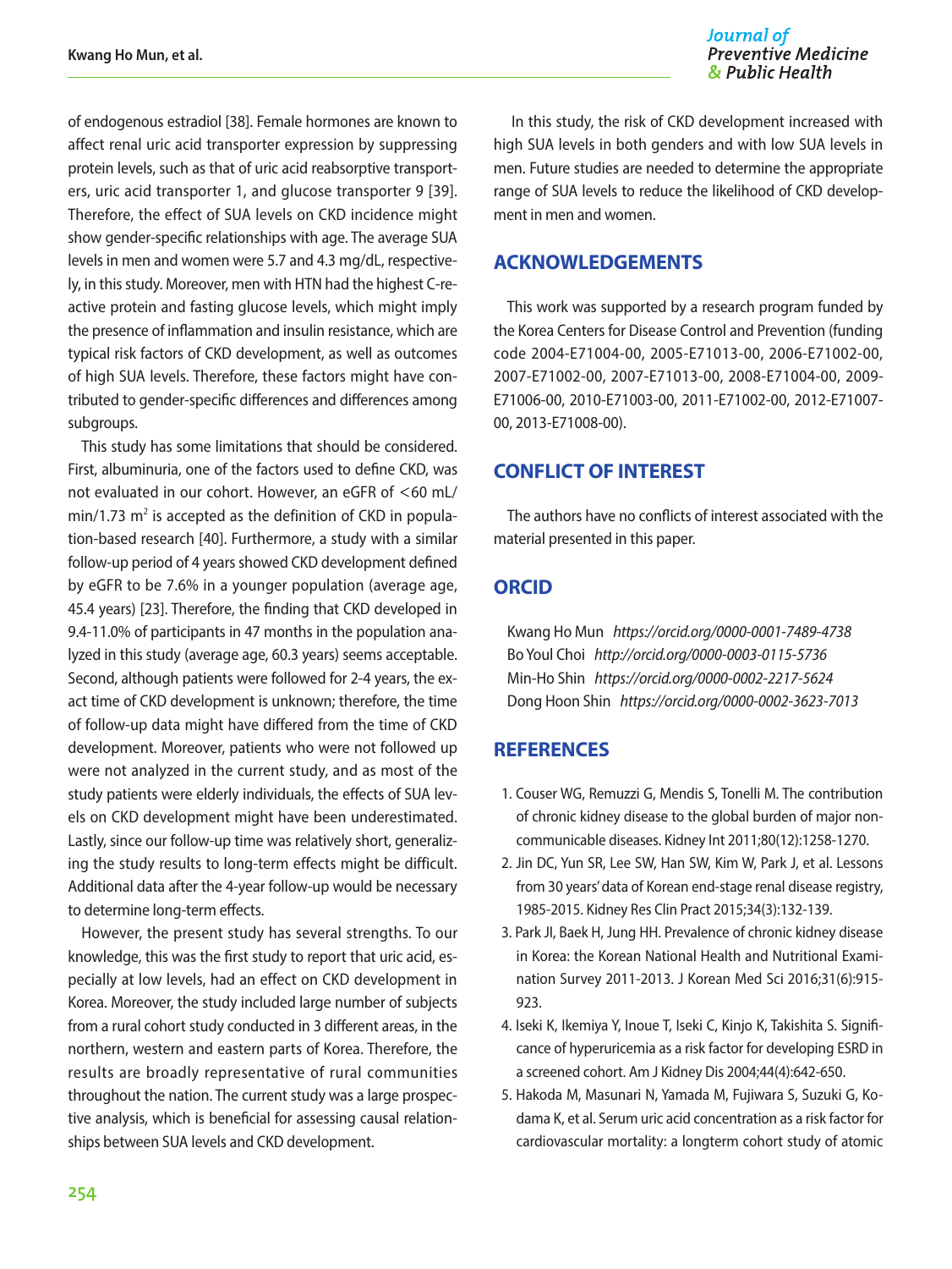of endogenous estradiol [38]. Female hormones are known to affect renal uric acid transporter expression by suppressing protein levels, such as that of uric acid reabsorptive transporters, uric acid transporter 1, and glucose transporter 9 [39]. Therefore, the effect of SUA levels on CKD incidence might show gender-specific relationships with age. The average SUA levels in men and women were 5.7 and 4.3 mg/dL, respectively, in this study. Moreover, men with HTN had the highest C-reactive protein and fasting glucose levels, which might imply the presence of inflammation and insulin resistance, which are typical risk factors of CKD development, as well as outcomes of high SUA levels. Therefore, these factors might have contributed to gender-specific differences and differences among subgroups.

This study has some limitations that should be considered. First, albuminuria, one of the factors used to define CKD, was not evaluated in our cohort. However, an eGFR of <60 mL/min/1.73 $m^2$ is accepted as the definition of CKD in population-based research [40]. Furthermore, a study with a similar follow-up period of 4 years showed CKD development defined by eGFR to be 7.6% in a younger population (average age, 45.4 years) [23]. Therefore, the finding that CKD developed in 9.4-11.0% of participants in 47 months in the population analyzed in this study (average age, 60.3 years) seems acceptable. Second, although patients were followed for 2-4 years, the exact time of CKD development is unknown; therefore, the time of follow-up data might have differed from the time of CKD development. Moreover, patients who were not followed up were not analyzed in the current study, and as most of the study patients were elderly individuals, the effects of SUA levels on CKD development might have been underestimated. Lastly, since our follow-up time was relatively short, generalizing the study results to long-term effects might be difficult. Additional data after the 4-year follow-up would be necessary to determine long-term effects.

However, the present study has several strengths. To our knowledge, this was the first study to report that uric acid, especially at low levels, had an effect on CKD development in Korea. Moreover, the study included large number of subjects from a rural cohort study conducted in 3 different areas, in the northern, western and eastern parts of Korea. Therefore, the results are broadly representative of rural communities throughout the nation. The current study was a large prospective analysis, which is beneficial for assessing causal relationships between SUA levels and CKD development.

In this study, the risk of CKD development increased with high SUA levels in both genders and with low SUA levels in men. Future studies are needed to determine the appropriate range of SUA levels to reduce the likelihood of CKD development in men and women.

## ACKNOWLEDGEMENTS

This work was supported by a research program funded by the Korea Centers for Disease Control and Prevention (funding code 2004-E71004-00, 2005-E71013-00, 2006-E71002-00, 2007-E71002-00, 2007-E71013-00, 2008-E71004-00, 2009-E71006-00, 2010-E71003-00, 2011-E71002-00, 2012-E71007-00, 2013-E71008-00).

## CONFLICT OF INTEREST

The authors have no conflicts of interest associated with the material presented in this paper.

## ORCID

Kwang Ho Mun *https://orcid.org/0000-0001-7489-4738*
Bo Youl Choi *http://orcid.org/0000-0003-0115-5736*
Min-Ho Shin *https://orcid.org/0000-0002-2217-5624*
Dong Hoon Shin *https://orcid.org/0000-0002-3623-7013*

## REFERENCES

1. Couser WG, Remuzzi G, Mendis S, Tonelli M. The contribution of chronic kidney disease to the global burden of major noncommunicable diseases. Kidney Int 2011;80(12):1258-1270.
2. Jin DC, Yun SR, Lee SW, Han SW, Kim W, Park J, et al. Lessons from 30 years' data of Korean end-stage renal disease registry, 1985-2015. Kidney Res Clin Pract 2015;34(3):132-139.
3. Park JI, Baek H, Jung HH. Prevalence of chronic kidney disease in Korea: the Korean National Health and Nutritional Examination Survey 2011-2013. J Korean Med Sci 2016;31(6):915-923.
4. Iseki K, Ikemiya Y, Inoue T, Iseki C, Kinjo K, Takishita S. Significance of hyperuricemia as a risk factor for developing ESRD in a screened cohort. Am J Kidney Dis 2004;44(4):642-650.
5. Hakoda M, Masunari N, Yamada M, Fujiwara S, Suzuki G, Kodama K, et al. Serum uric acid concentration as a risk factor for cardiovascular mortality: a longterm cohort study of atomic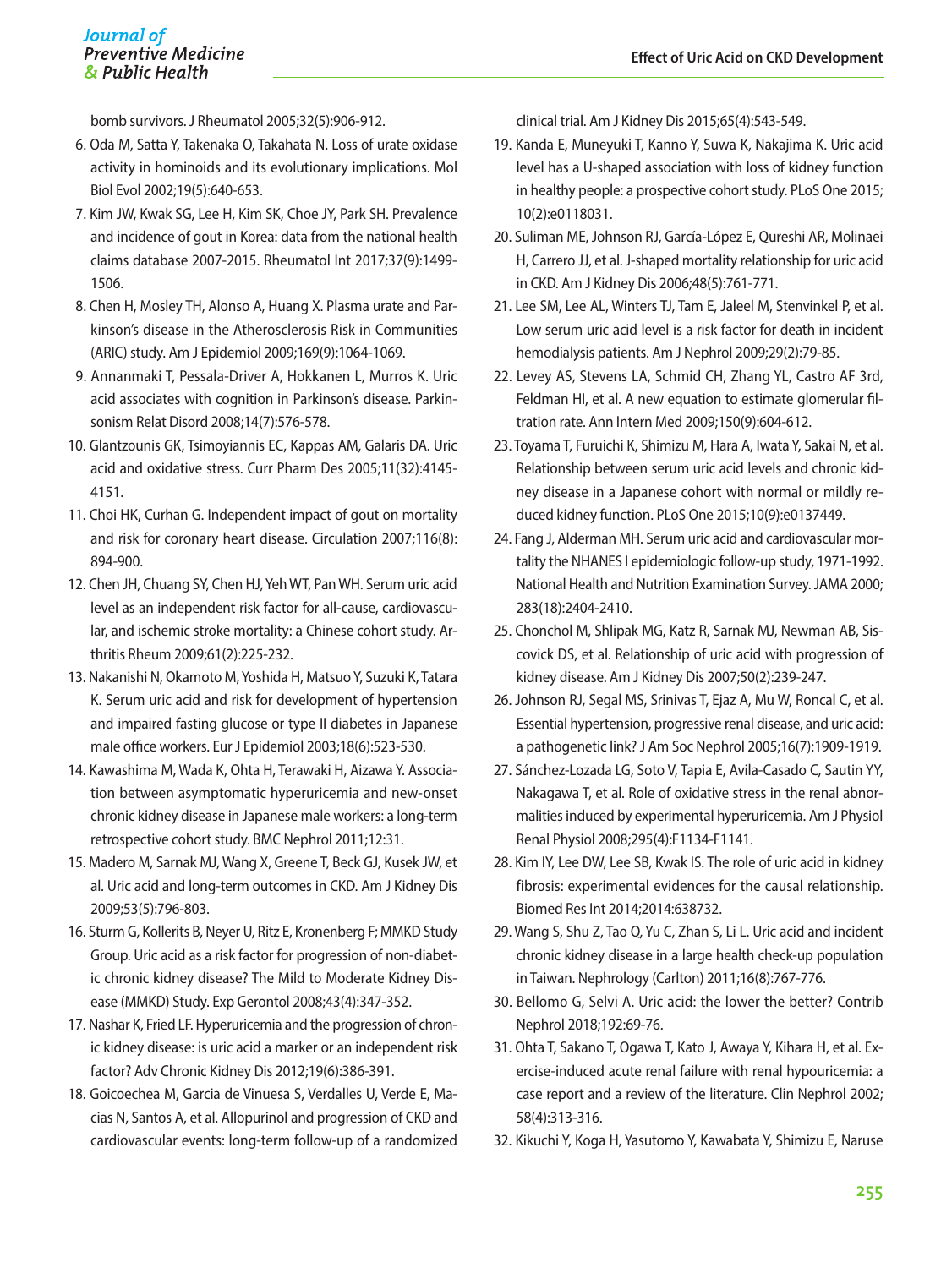bomb survivors. J Rheumatol 2005;32(5):906-912.

6. Oda M, Satta Y, Takenaka O, Takahata N. Loss of urate oxidase activity in hominoids and its evolutionary implications. Mol Biol Evol 2002;19(5):640-653.
7. Kim JW, Kwak SG, Lee H, Kim SK, Choe JY, Park SH. Prevalence and incidence of gout in Korea: data from the national health claims database 2007-2015. Rheumatol Int 2017;37(9):1499-1506.
8. Chen H, Mosley TH, Alonso A, Huang X. Plasma urate and Parkinson's disease in the Atherosclerosis Risk in Communities (ARIC) study. Am J Epidemiol 2009;169(9):1064-1069.
9. Annanmaki T, Pessala-Driver A, Hokkanen L, Murros K. Uric acid associates with cognition in Parkinson's disease. Parkinsonism Relat Disord 2008;14(7):576-578.
10. Glantzounis GK, Tsimoyiannis EC, Kappas AM, Galaris DA. Uric acid and oxidative stress. Curr Pharm Des 2005;11(32):4145-4151.
11. Choi HK, Curhan G. Independent impact of gout on mortality and risk for coronary heart disease. Circulation 2007;116(8):894-900.
12. Chen JH, Chuang SY, Chen HJ, Yeh WT, Pan WH. Serum uric acid level as an independent risk factor for all-cause, cardiovascular, and ischemic stroke mortality: a Chinese cohort study. Arthritis Rheum 2009;61(2):225-232.
13. Nakanishi N, Okamoto M, Yoshida H, Matsuo Y, Suzuki K, Tatara K. Serum uric acid and risk for development of hypertension and impaired fasting glucose or type II diabetes in Japanese male office workers. Eur J Epidemiol 2003;18(6):523-530.
14. Kawashima M, Wada K, Ohta H, Terawaki H, Aizawa Y. Association between asymptomatic hyperuricemia and new-onset chronic kidney disease in Japanese male workers: a long-term retrospective cohort study. BMC Nephrol 2011;12:31.
15. Madero M, Sarnak MJ, Wang X, Greene T, Beck GJ, Kusek JW, et al. Uric acid and long-term outcomes in CKD. Am J Kidney Dis 2009;53(5):796-803.
16. Sturm G, Kollerits B, Neyer U, Ritz E, Kronenberg F; MMKD Study Group. Uric acid as a risk factor for progression of non-diabetic chronic kidney disease? The Mild to Moderate Kidney Disease (MMKD) Study. Exp Gerontol 2008;43(4):347-352.
17. Nashar K, Fried LF. Hyperuricemia and the progression of chronic kidney disease: is uric acid a marker or an independent risk factor? Adv Chronic Kidney Dis 2012;19(6):386-391.
18. Goicoechea M, Garcia de Vinuesa S, Verdalles U, Verde E, Macias N, Santos A, et al. Allopurinol and progression of CKD and cardiovascular events: long-term follow-up of a randomized clinical trial. Am J Kidney Dis 2015;65(4):543-549.
19. Kanda E, Muneyuki T, Kanno Y, Suwa K, Nakajima K. Uric acid level has a U-shaped association with loss of kidney function in healthy people: a prospective cohort study. PLoS One 2015;10(2):e0118031.
20. Suliman ME, Johnson RJ, García-López E, Qureshi AR, Molinaei H, Carrero JJ, et al. J-shaped mortality relationship for uric acid in CKD. Am J Kidney Dis 2006;48(5):761-771.
21. Lee SM, Lee AL, Winters TJ, Tam E, Jaleel M, Stenvinkel P, et al. Low serum uric acid level is a risk factor for death in incident hemodialysis patients. Am J Nephrol 2009;29(2):79-85.
22. Levey AS, Stevens LA, Schmid CH, Zhang YL, Castro AF 3rd, Feldman HI, et al. A new equation to estimate glomerular filtration rate. Ann Intern Med 2009;150(9):604-612.
23. Toyama T, Furuichi K, Shimizu M, Hara A, Iwata Y, Sakai N, et al. Relationship between serum uric acid levels and chronic kidney disease in a Japanese cohort with normal or mildly reduced kidney function. PLoS One 2015;10(9):e0137449.
24. Fang J, Alderman MH. Serum uric acid and cardiovascular mortality the NHANES I epidemiologic follow-up study, 1971-1992. National Health and Nutrition Examination Survey. JAMA 2000;283(18):2404-2410.
25. Chonchol M, Shlipak MG, Katz R, Sarnak MJ, Newman AB, Siscovick DS, et al. Relationship of uric acid with progression of kidney disease. Am J Kidney Dis 2007;50(2):239-247.
26. Johnson RJ, Segal MS, Srinivas T, Ejaz A, Mu W, Roncal C, et al. Essential hypertension, progressive renal disease, and uric acid: a pathogenetic link? J Am Soc Nephrol 2005;16(7):1909-1919.
27. Sánchez-Lozada LG, Soto V, Tapia E, Avila-Casado C, Sautin YY, Nakagawa T, et al. Role of oxidative stress in the renal abnormalities induced by experimental hyperuricemia. Am J Physiol Renal Physiol 2008;295(4):F1134-F1141.
28. Kim IY, Lee DW, Lee SB, Kwak IS. The role of uric acid in kidney fibrosis: experimental evidences for the causal relationship. Biomed Res Int 2014;2014:638732.
29. Wang S, Shu Z, Tao Q, Yu C, Zhan S, Li L. Uric acid and incident chronic kidney disease in a large health check-up population in Taiwan. Nephrology (Carlton) 2011;16(8):767-776.
30. Bellomo G, Selvi A. Uric acid: the lower the better? Contrib Nephrol 2018;192:69-76.
31. Ohta T, Sakano T, Ogawa T, Kato J, Awaya Y, Kihara H, et al. Exercise-induced acute renal failure with renal hypouricemia: a case report and a review of the literature. Clin Nephrol 2002;58(4):313-316.
32. Kikuchi Y, Koga H, Yasutomo Y, Kawabata Y, Shimizu E, Naruse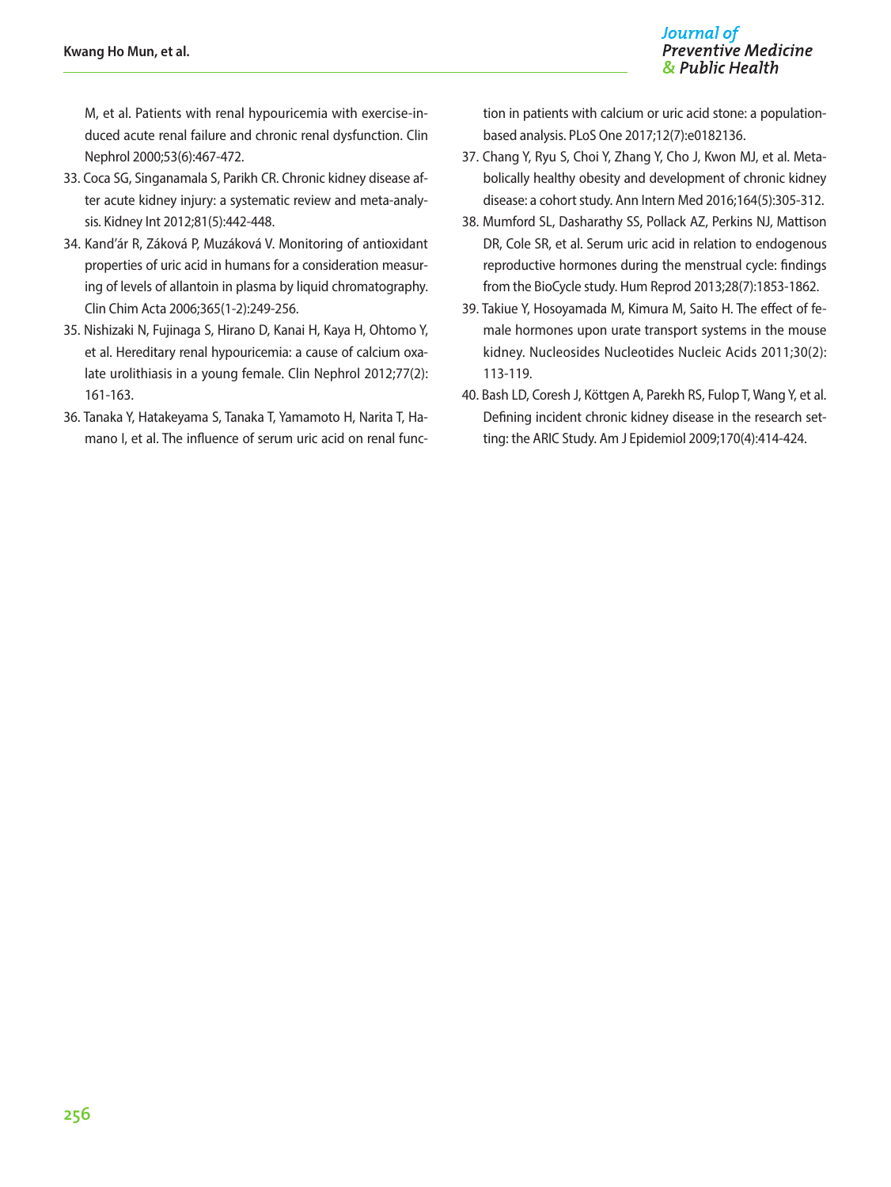M, et al. Patients with renal hypouricemia with exercise-induced acute renal failure and chronic renal dysfunction. Clin Nephrol 2000;53(6):467-472.

33. Coca SG, Singanamala S, Parikh CR. Chronic kidney disease after acute kidney injury: a systematic review and meta-analysis. Kidney Int 2012;81(5):442-448.
34. Kand'ár R, Záková P, Muzáková V. Monitoring of antioxidant properties of uric acid in humans for a consideration measuring of levels of allantoin in plasma by liquid chromatography. Clin Chim Acta 2006;365(1-2):249-256.
35. Nishizaki N, Fujinaga S, Hirano D, Kanai H, Kaya H, Ohtomo Y, et al. Hereditary renal hypouricemia: a cause of calcium oxalate urolithiasis in a young female. Clin Nephrol 2012;77(2): 161-163.
36. Tanaka Y, Hatakeyama S, Tanaka T, Yamamoto H, Narita T, Hamano I, et al. The influence of serum uric acid on renal function in patients with calcium or uric acid stone: a population-based analysis. PLoS One 2017;12(7):e0182136.
37. Chang Y, Ryu S, Choi Y, Zhang Y, Cho J, Kwon MJ, et al. Metabolically healthy obesity and development of chronic kidney disease: a cohort study. Ann Intern Med 2016;164(5):305-312.
38. Mumford SL, Dasharathy SS, Pollack AZ, Perkins NJ, Mattison DR, Cole SR, et al. Serum uric acid in relation to endogenous reproductive hormones during the menstrual cycle: findings from the BioCycle study. Hum Reprod 2013;28(7):1853-1862.
39. Takiue Y, Hosoyamada M, Kimura M, Saito H. The effect of female hormones upon urate transport systems in the mouse kidney. Nucleosides Nucleotides Nucleic Acids 2011;30(2): 113-119.
40. Bash LD, Coresh J, Köttgen A, Parekh RS, Fulop T, Wang Y, et al. Defining incident chronic kidney disease in the research setting: the ARIC Study. Am J Epidemiol 2009;170(4):414-424.